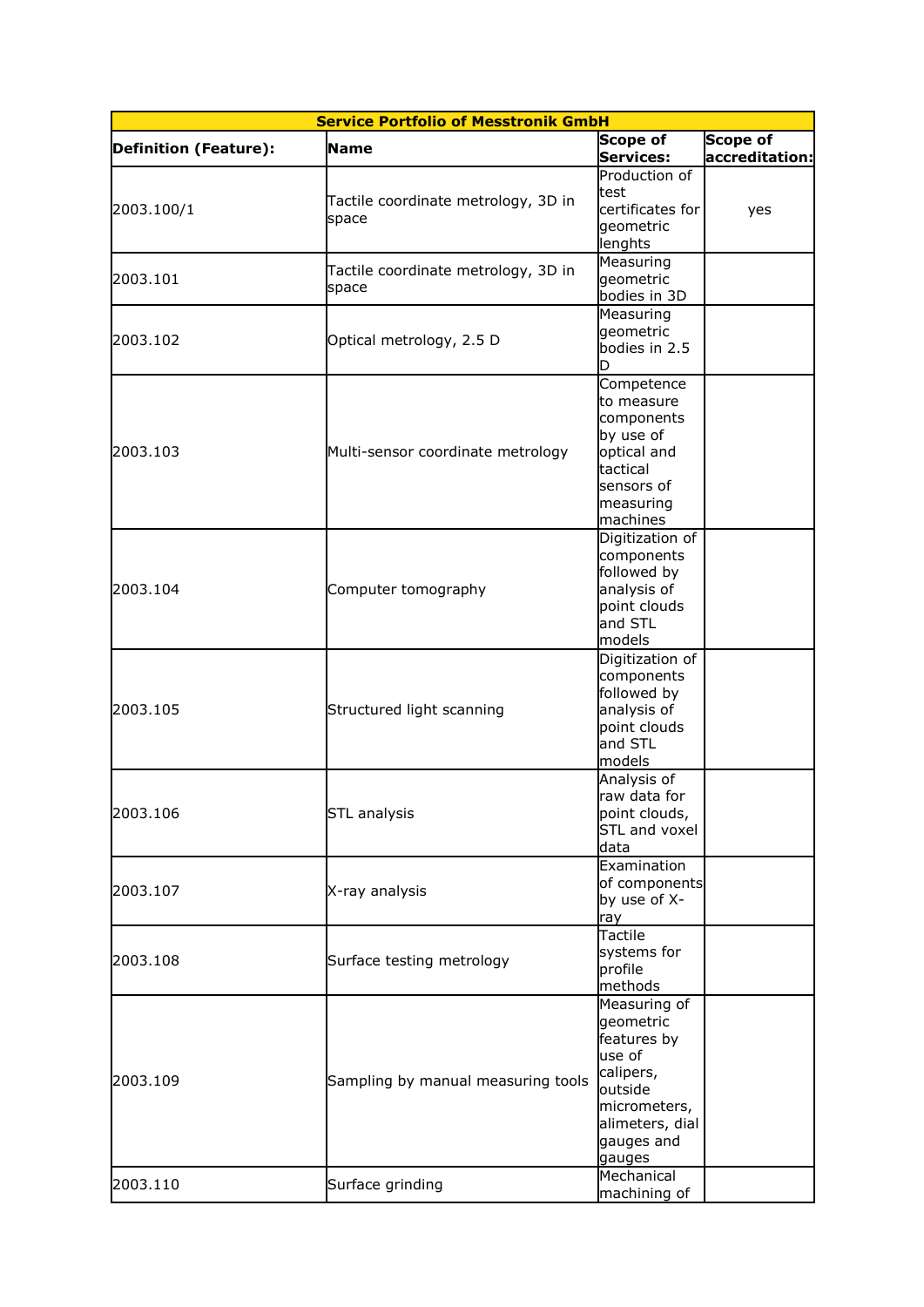| Service Portfolio of Messtronik GmbH | | | |
|---|---|---|---|
| **Definition (Feature):** | **Name** | **Scope of Services:** | **Scope of accreditation:** |
| 2003.100/1 | Tactile coordinate metrology, 3D in space | Production of test certificates for geometric lenghts | yes |
| 2003.101 | Tactile coordinate metrology, 3D in space | Measuring geometric bodies in 3D | |
| 2003.102 | Optical metrology, 2.5 D | Measuring geometric bodies in 2.5 D | |
| 2003.103 | Multi-sensor coordinate metrology | Competence to measure components by use of optical and tactical sensors of measuring machines | |
| 2003.104 | Computer tomography | Digitization of components followed by analysis of point clouds and STL models | |
| 2003.105 | Structured light scanning | Digitization of components followed by analysis of point clouds and STL models | |
| 2003.106 | STL analysis | Analysis of raw data for point clouds, STL and voxel data | |
| 2003.107 | X-ray analysis | Examination of components by use of X-ray | |
| 2003.108 | Surface testing metrology | Tactile systems for profile methods | |
| 2003.109 | Sampling by manual measuring tools | Measuring of geometric features by use of calipers, outside micrometers, alimeters, dial gauges and gauges | |
| 2003.110 | Surface grinding | Mechanical machining of | |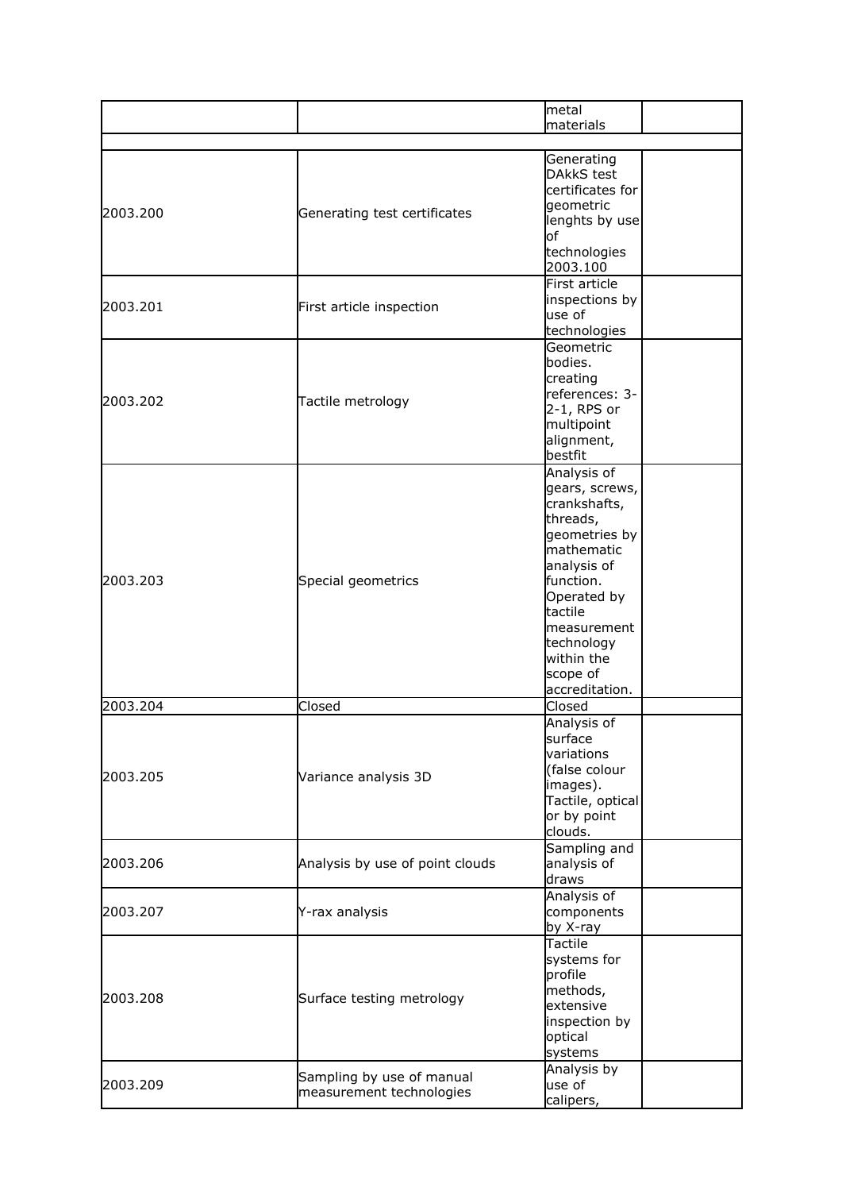| | | metal materials | |
|---|---|---|---|
| | | | |
| 2003.200 | Generating test certificates | Generating DAkkS test certificates for geometric lenghts by use of technologies 2003.100 | |
| 2003.201 | First article inspection | First article inspections by use of technologies | |
| 2003.202 | Tactile metrology | Geometric bodies. creating references: 3-2-1, RPS or multipoint alignment, bestfit | |
| 2003.203 | Special geometrics | Analysis of gears, screws, crankshafts, threads, geometries by mathematic analysis of function. Operated by tactile measurement technology within the scope of accreditation. | |
| 2003.204 | Closed | Closed | |
| 2003.205 | Variance analysis 3D | Analysis of surface variations (false colour images). Tactile, optical or by point clouds. | |
| 2003.206 | Analysis by use of point clouds | Sampling and analysis of draws | |
| 2003.207 | Y-rax analysis | Analysis of components by X-ray | |
| 2003.208 | Surface testing metrology | Tactile systems for profile methods, extensive inspection by optical systems | |
| 2003.209 | Sampling by use of manual measurement technologies | Analysis by use of calipers, | |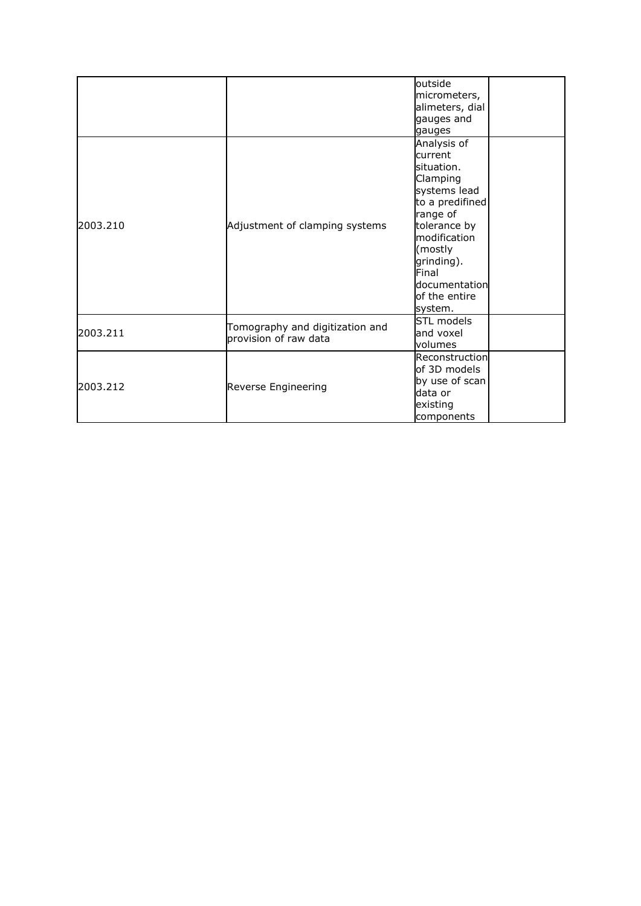| | | | |
|---|---|---|---|
| | | outside micrometers, alimeters, dial gauges and gauges | |
| 2003.210 | Adjustment of clamping systems | Analysis of current situation. Clamping systems lead to a predifined range of tolerance by modification (mostly grinding). Final documentation of the entire system. | |
| 2003.211 | Tomography and digitization and provision of raw data | STL models and voxel volumes | |
| 2003.212 | Reverse Engineering | Reconstruction of 3D models by use of scan data or existing components | |